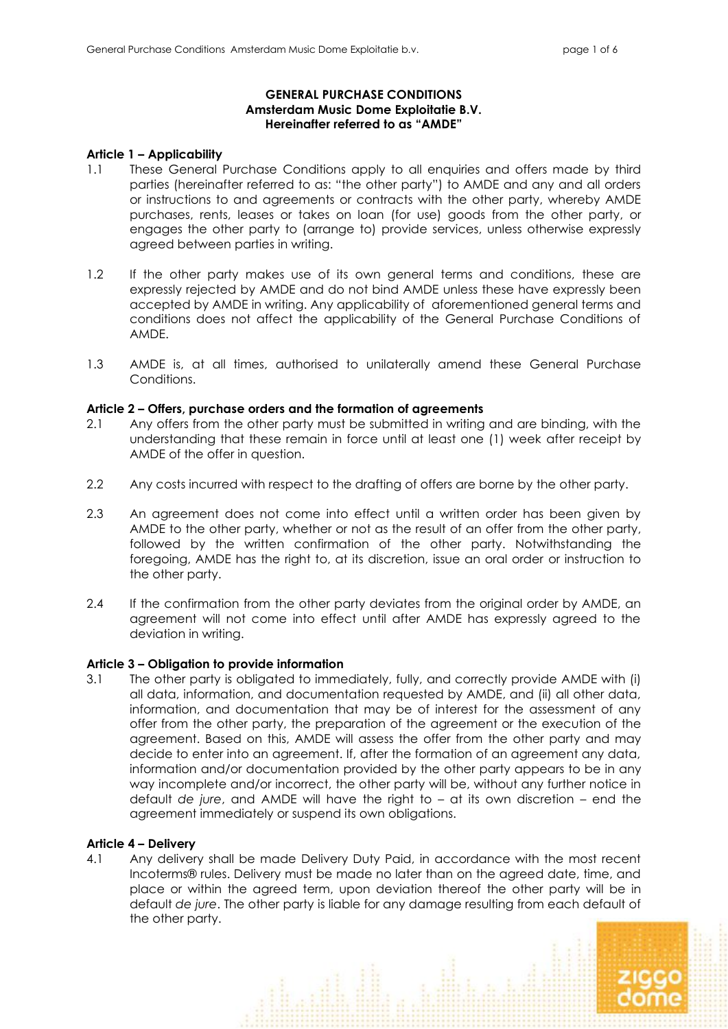**GENERAL PURCHASE CONDITIONS**
**Amsterdam Music Dome Exploitatie B.V.**
**Hereinafter referred to as "AMDE"**

**Article 1 – Applicability**

1.1 These General Purchase Conditions apply to all enquiries and offers made by third parties (hereinafter referred to as: "the other party") to AMDE and any and all orders or instructions to and agreements or contracts with the other party, whereby AMDE purchases, rents, leases or takes on loan (for use) goods from the other party, or engages the other party to (arrange to) provide services, unless otherwise expressly agreed between parties in writing.

1.2 If the other party makes use of its own general terms and conditions, these are expressly rejected by AMDE and do not bind AMDE unless these have expressly been accepted by AMDE in writing. Any applicability of aforementioned general terms and conditions does not affect the applicability of the General Purchase Conditions of AMDE.

1.3 AMDE is, at all times, authorised to unilaterally amend these General Purchase Conditions.

**Article 2 – Offers, purchase orders and the formation of agreements**

2.1 Any offers from the other party must be submitted in writing and are binding, with the understanding that these remain in force until at least one (1) week after receipt by AMDE of the offer in question.

2.2 Any costs incurred with respect to the drafting of offers are borne by the other party.

2.3 An agreement does not come into effect until a written order has been given by AMDE to the other party, whether or not as the result of an offer from the other party, followed by the written confirmation of the other party. Notwithstanding the foregoing, AMDE has the right to, at its discretion, issue an oral order or instruction to the other party.

2.4 If the confirmation from the other party deviates from the original order by AMDE, an agreement will not come into effect until after AMDE has expressly agreed to the deviation in writing.

**Article 3 – Obligation to provide information**

3.1 The other party is obligated to immediately, fully, and correctly provide AMDE with (i) all data, information, and documentation requested by AMDE, and (ii) all other data, information, and documentation that may be of interest for the assessment of any offer from the other party, the preparation of the agreement or the execution of the agreement. Based on this, AMDE will assess the offer from the other party and may decide to enter into an agreement. If, after the formation of an agreement any data, information and/or documentation provided by the other party appears to be in any way incomplete and/or incorrect, the other party will be, without any further notice in default *de jure*, and AMDE will have the right to – at its own discretion – end the agreement immediately or suspend its own obligations.

**Article 4 – Delivery**

4.1 Any delivery shall be made Delivery Duty Paid, in accordance with the most recent Incoterms® rules. Delivery must be made no later than on the agreed date, time, and place or within the agreed term, upon deviation thereof the other party will be in default *de jure*. The other party is liable for any damage resulting from each default of the other party.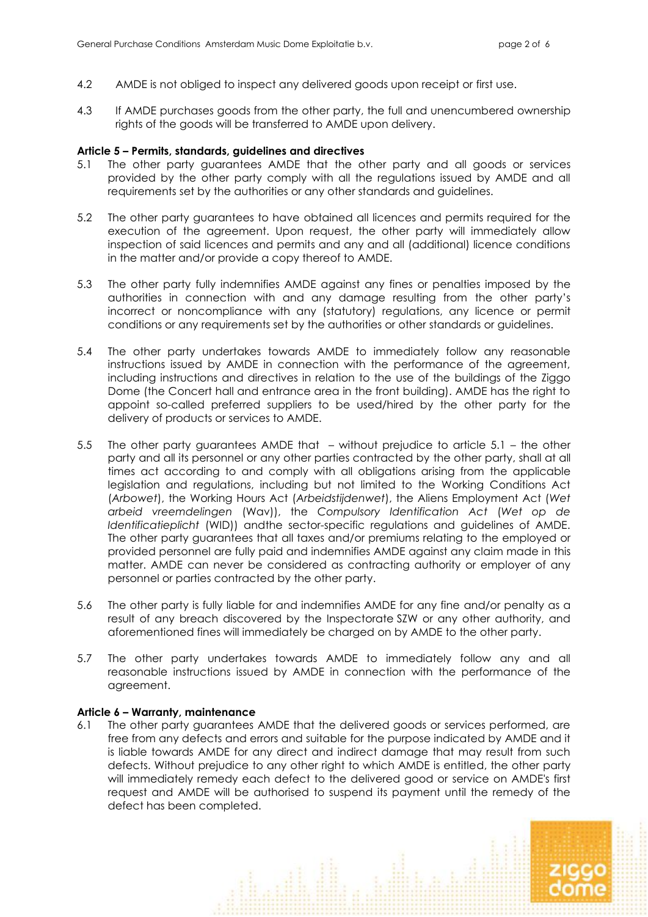4.2 AMDE is not obliged to inspect any delivered goods upon receipt or first use.

4.3 If AMDE purchases goods from the other party, the full and unencumbered ownership rights of the goods will be transferred to AMDE upon delivery.

**Article 5 – Permits, standards, guidelines and directives**

5.1 The other party guarantees AMDE that the other party and all goods or services provided by the other party comply with all the regulations issued by AMDE and all requirements set by the authorities or any other standards and guidelines.

5.2 The other party guarantees to have obtained all licences and permits required for the execution of the agreement. Upon request, the other party will immediately allow inspection of said licences and permits and any and all (additional) licence conditions in the matter and/or provide a copy thereof to AMDE.

5.3 The other party fully indemnifies AMDE against any fines or penalties imposed by the authorities in connection with and any damage resulting from the other party's incorrect or noncompliance with any (statutory) regulations, any licence or permit conditions or any requirements set by the authorities or other standards or guidelines.

5.4 The other party undertakes towards AMDE to immediately follow any reasonable instructions issued by AMDE in connection with the performance of the agreement, including instructions and directives in relation to the use of the buildings of the Ziggo Dome (the Concert hall and entrance area in the front building). AMDE has the right to appoint so-called preferred suppliers to be used/hired by the other party for the delivery of products or services to AMDE.

5.5 The other party guarantees AMDE that – without prejudice to article 5.1 – the other party and all its personnel or any other parties contracted by the other party, shall at all times act according to and comply with all obligations arising from the applicable legislation and regulations, including but not limited to the Working Conditions Act (*Arbowet*), the Working Hours Act (*Arbeidstijdenwet*), the Aliens Employment Act (*Wet arbeid vreemdelingen* (Wav)), the *Compulsory Identification Act* (*Wet op de Identificatieplicht* (WID)) andthe sector-specific regulations and guidelines of AMDE. The other party guarantees that all taxes and/or premiums relating to the employed or provided personnel are fully paid and indemnifies AMDE against any claim made in this matter. AMDE can never be considered as contracting authority or employer of any personnel or parties contracted by the other party.

5.6 The other party is fully liable for and indemnifies AMDE for any fine and/or penalty as a result of any breach discovered by the Inspectorate SZW or any other authority, and aforementioned fines will immediately be charged on by AMDE to the other party.

5.7 The other party undertakes towards AMDE to immediately follow any and all reasonable instructions issued by AMDE in connection with the performance of the agreement.

**Article 6 – Warranty, maintenance**

6.1 The other party guarantees AMDE that the delivered goods or services performed, are free from any defects and errors and suitable for the purpose indicated by AMDE and it is liable towards AMDE for any direct and indirect damage that may result from such defects. Without prejudice to any other right to which AMDE is entitled, the other party will immediately remedy each defect to the delivered good or service on AMDE's first request and AMDE will be authorised to suspend its payment until the remedy of the defect has been completed.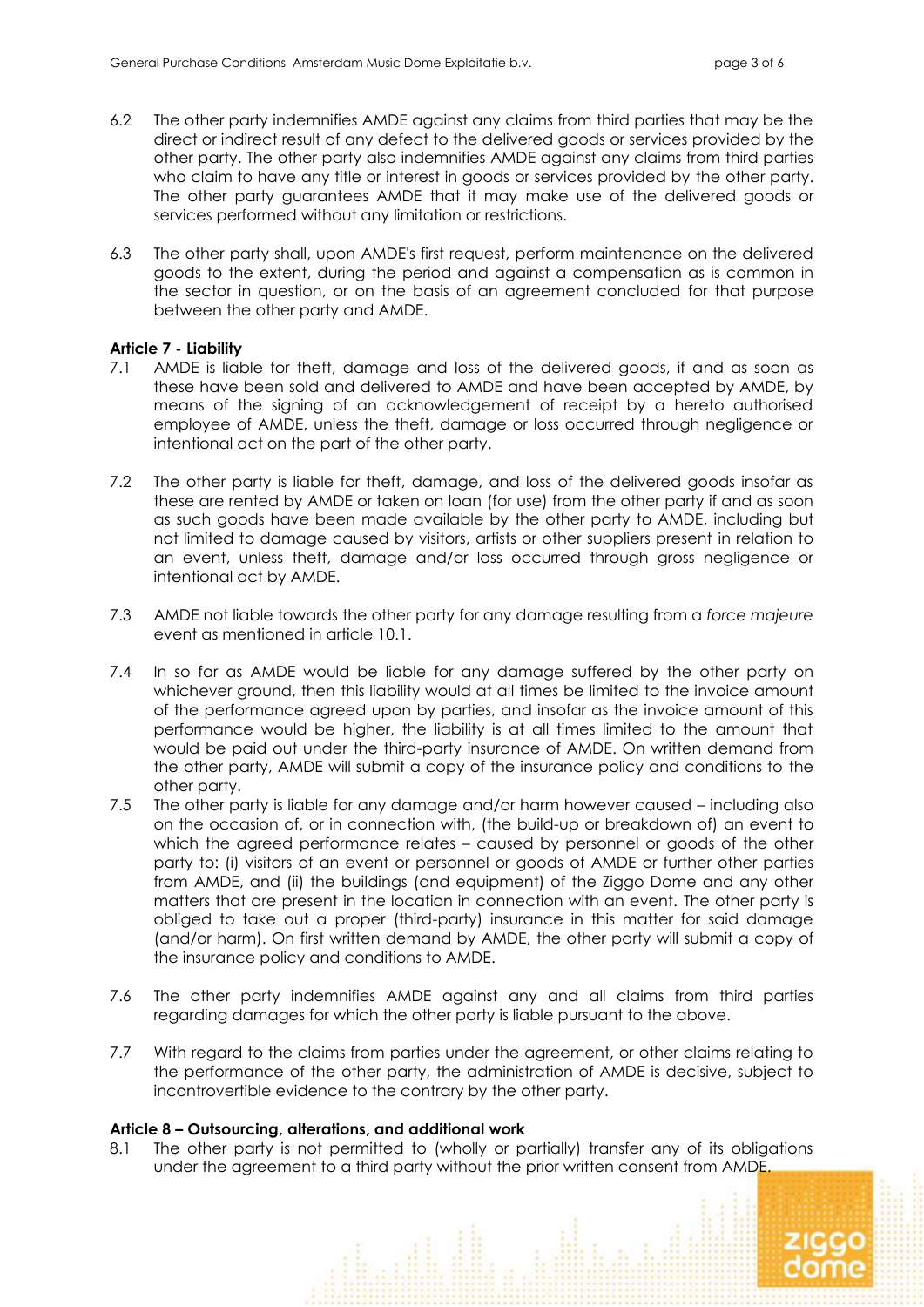6.2 The other party indemnifies AMDE against any claims from third parties that may be the direct or indirect result of any defect to the delivered goods or services provided by the other party. The other party also indemnifies AMDE against any claims from third parties who claim to have any title or interest in goods or services provided by the other party. The other party guarantees AMDE that it may make use of the delivered goods or services performed without any limitation or restrictions.

6.3 The other party shall, upon AMDE's first request, perform maintenance on the delivered goods to the extent, during the period and against a compensation as is common in the sector in question, or on the basis of an agreement concluded for that purpose between the other party and AMDE.

**Article 7 - Liability**

7.1 AMDE is liable for theft, damage and loss of the delivered goods, if and as soon as these have been sold and delivered to AMDE and have been accepted by AMDE, by means of the signing of an acknowledgement of receipt by a hereto authorised employee of AMDE, unless the theft, damage or loss occurred through negligence or intentional act on the part of the other party.

7.2 The other party is liable for theft, damage, and loss of the delivered goods insofar as these are rented by AMDE or taken on loan (for use) from the other party if and as soon as such goods have been made available by the other party to AMDE, including but not limited to damage caused by visitors, artists or other suppliers present in relation to an event, unless theft, damage and/or loss occurred through gross negligence or intentional act by AMDE.

7.3 AMDE not liable towards the other party for any damage resulting from a *force majeure* event as mentioned in article 10.1.

7.4 In so far as AMDE would be liable for any damage suffered by the other party on whichever ground, then this liability would at all times be limited to the invoice amount of the performance agreed upon by parties, and insofar as the invoice amount of this performance would be higher, the liability is at all times limited to the amount that would be paid out under the third-party insurance of AMDE. On written demand from the other party, AMDE will submit a copy of the insurance policy and conditions to the other party.

7.5 The other party is liable for any damage and/or harm however caused – including also on the occasion of, or in connection with, (the build-up or breakdown of) an event to which the agreed performance relates – caused by personnel or goods of the other party to: (i) visitors of an event or personnel or goods of AMDE or further other parties from AMDE, and (ii) the buildings (and equipment) of the Ziggo Dome and any other matters that are present in the location in connection with an event. The other party is obliged to take out a proper (third-party) insurance in this matter for said damage (and/or harm). On first written demand by AMDE, the other party will submit a copy of the insurance policy and conditions to AMDE.

7.6 The other party indemnifies AMDE against any and all claims from third parties regarding damages for which the other party is liable pursuant to the above.

7.7 With regard to the claims from parties under the agreement, or other claims relating to the performance of the other party, the administration of AMDE is decisive, subject to incontrovertible evidence to the contrary by the other party.

**Article 8 – Outsourcing, alterations, and additional work**

8.1 The other party is not permitted to (wholly or partially) transfer any of its obligations under the agreement to a third party without the prior written consent from AMDE.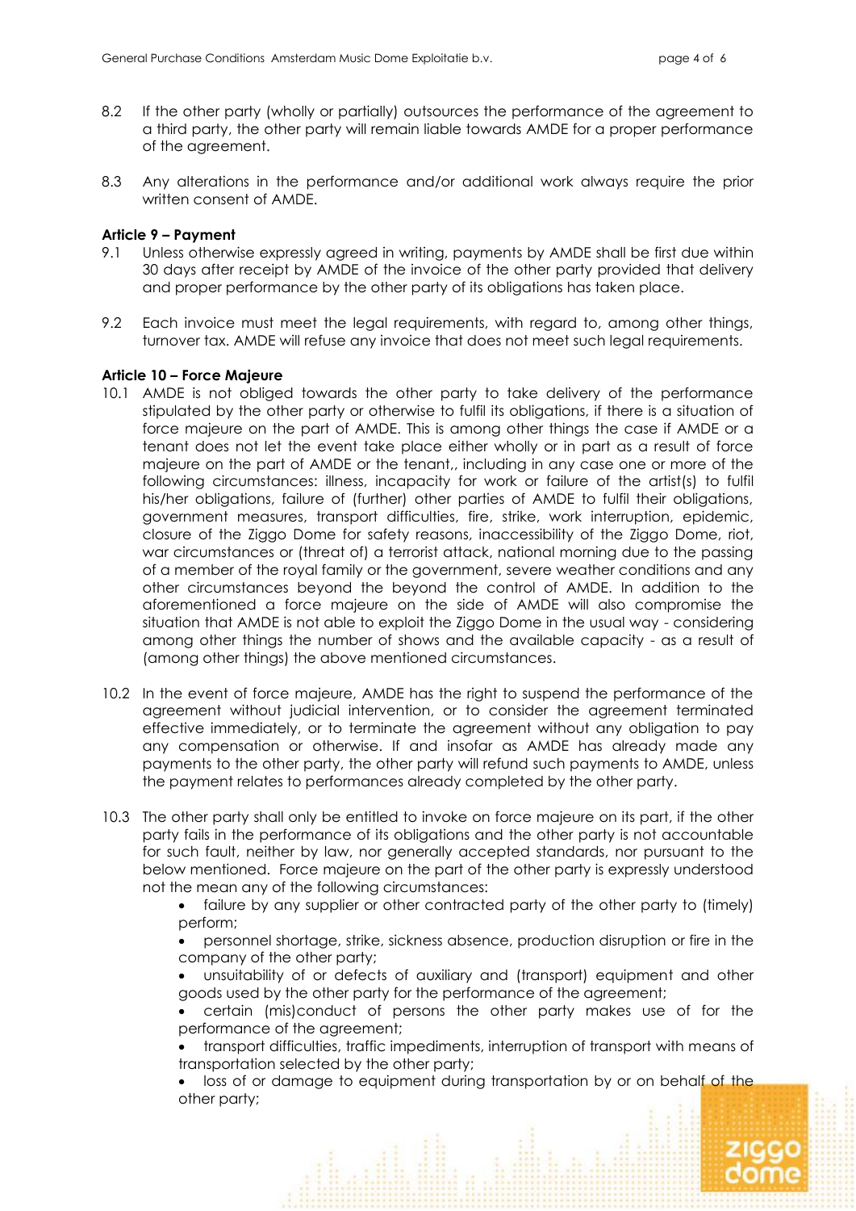8.2 If the other party (wholly or partially) outsources the performance of the agreement to a third party, the other party will remain liable towards AMDE for a proper performance of the agreement.

8.3 Any alterations in the performance and/or additional work always require the prior written consent of AMDE.

**Article 9 – Payment**

9.1 Unless otherwise expressly agreed in writing, payments by AMDE shall be first due within 30 days after receipt by AMDE of the invoice of the other party provided that delivery and proper performance by the other party of its obligations has taken place.

9.2 Each invoice must meet the legal requirements, with regard to, among other things, turnover tax. AMDE will refuse any invoice that does not meet such legal requirements.

**Article 10 – Force Majeure**

10.1 AMDE is not obliged towards the other party to take delivery of the performance stipulated by the other party or otherwise to fulfil its obligations, if there is a situation of force majeure on the part of AMDE. This is among other things the case if AMDE or a tenant does not let the event take place either wholly or in part as a result of force majeure on the part of AMDE or the tenant,, including in any case one or more of the following circumstances: illness, incapacity for work or failure of the artist(s) to fulfil his/her obligations, failure of (further) other parties of AMDE to fulfil their obligations, government measures, transport difficulties, fire, strike, work interruption, epidemic, closure of the Ziggo Dome for safety reasons, inaccessibility of the Ziggo Dome, riot, war circumstances or (threat of) a terrorist attack, national morning due to the passing of a member of the royal family or the government, severe weather conditions and any other circumstances beyond the beyond the control of AMDE. In addition to the aforementioned a force majeure on the side of AMDE will also compromise the situation that AMDE is not able to exploit the Ziggo Dome in the usual way - considering among other things the number of shows and the available capacity - as a result of (among other things) the above mentioned circumstances.

10.2 In the event of force majeure, AMDE has the right to suspend the performance of the agreement without judicial intervention, or to consider the agreement terminated effective immediately, or to terminate the agreement without any obligation to pay any compensation or otherwise. If and insofar as AMDE has already made any payments to the other party, the other party will refund such payments to AMDE, unless the payment relates to performances already completed by the other party.

10.3 The other party shall only be entitled to invoke on force majeure on its part, if the other party fails in the performance of its obligations and the other party is not accountable for such fault, neither by law, nor generally accepted standards, nor pursuant to the below mentioned. Force majeure on the part of the other party is expressly understood not the mean any of the following circumstances:

- failure by any supplier or other contracted party of the other party to (timely) perform;
- personnel shortage, strike, sickness absence, production disruption or fire in the company of the other party;
- unsuitability of or defects of auxiliary and (transport) equipment and other goods used by the other party for the performance of the agreement;
- certain (mis)conduct of persons the other party makes use of for the performance of the agreement;
- transport difficulties, traffic impediments, interruption of transport with means of transportation selected by the other party;
- loss of or damage to equipment during transportation by or on behalf of the other party;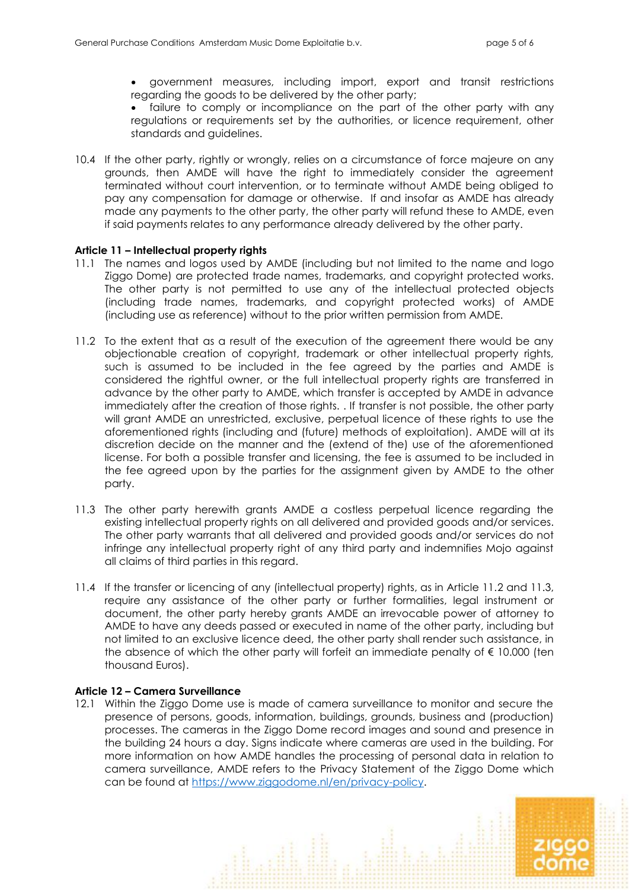- government measures, including import, export and transit restrictions regarding the goods to be delivered by the other party;
- failure to comply or incompliance on the part of the other party with any regulations or requirements set by the authorities, or licence requirement, other standards and guidelines.

10.4 If the other party, rightly or wrongly, relies on a circumstance of force majeure on any grounds, then AMDE will have the right to immediately consider the agreement terminated without court intervention, or to terminate without AMDE being obliged to pay any compensation for damage or otherwise. If and insofar as AMDE has already made any payments to the other party, the other party will refund these to AMDE, even if said payments relates to any performance already delivered by the other party.

**Article 11 – Intellectual property rights**

11.1 The names and logos used by AMDE (including but not limited to the name and logo Ziggo Dome) are protected trade names, trademarks, and copyright protected works. The other party is not permitted to use any of the intellectual protected objects (including trade names, trademarks, and copyright protected works) of AMDE (including use as reference) without to the prior written permission from AMDE.

11.2 To the extent that as a result of the execution of the agreement there would be any objectionable creation of copyright, trademark or other intellectual property rights, such is assumed to be included in the fee agreed by the parties and AMDE is considered the rightful owner, or the full intellectual property rights are transferred in advance by the other party to AMDE, which transfer is accepted by AMDE in advance immediately after the creation of those rights. . If transfer is not possible, the other party will grant AMDE an unrestricted, exclusive, perpetual licence of these rights to use the aforementioned rights (including and (future) methods of exploitation). AMDE will at its discretion decide on the manner and the (extend of the) use of the aforementioned license. For both a possible transfer and licensing, the fee is assumed to be included in the fee agreed upon by the parties for the assignment given by AMDE to the other party.

11.3 The other party herewith grants AMDE a costless perpetual licence regarding the existing intellectual property rights on all delivered and provided goods and/or services. The other party warrants that all delivered and provided goods and/or services do not infringe any intellectual property right of any third party and indemnifies Mojo against all claims of third parties in this regard.

11.4 If the transfer or licencing of any (intellectual property) rights, as in Article 11.2 and 11.3, require any assistance of the other party or further formalities, legal instrument or document, the other party hereby grants AMDE an irrevocable power of attorney to AMDE to have any deeds passed or executed in name of the other party, including but not limited to an exclusive licence deed, the other party shall render such assistance, in the absence of which the other party will forfeit an immediate penalty of € 10.000 (ten thousand Euros).

**Article 12 – Camera Surveillance**

12.1 Within the Ziggo Dome use is made of camera surveillance to monitor and secure the presence of persons, goods, information, buildings, grounds, business and (production) processes. The cameras in the Ziggo Dome record images and sound and presence in the building 24 hours a day. Signs indicate where cameras are used in the building. For more information on how AMDE handles the processing of personal data in relation to camera surveillance, AMDE refers to the Privacy Statement of the Ziggo Dome which can be found at https://www.ziggodome.nl/en/privacy-policy.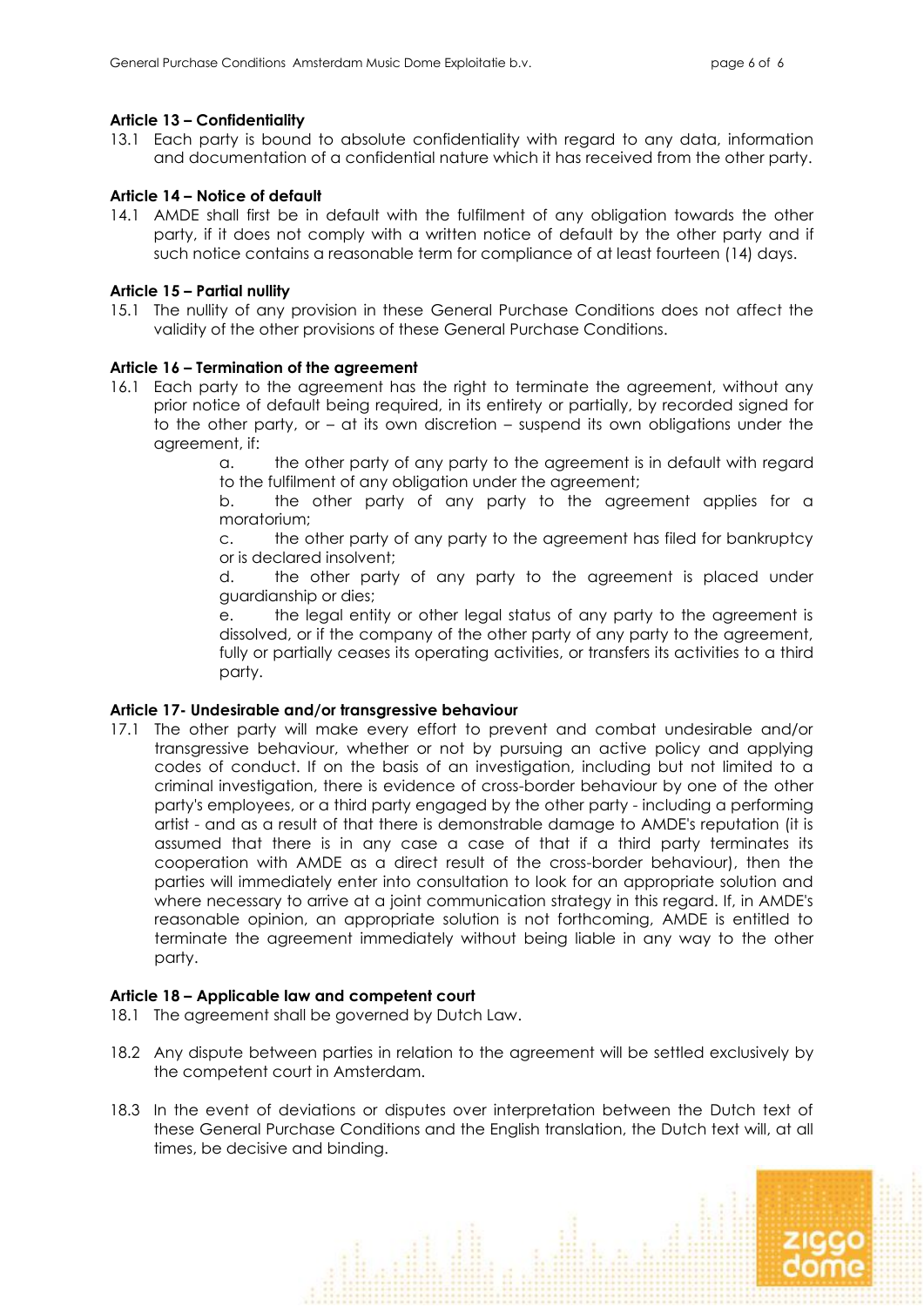**Article 13 – Confidentiality**

13.1 Each party is bound to absolute confidentiality with regard to any data, information and documentation of a confidential nature which it has received from the other party.

**Article 14 – Notice of default**

14.1 AMDE shall first be in default with the fulfilment of any obligation towards the other party, if it does not comply with a written notice of default by the other party and if such notice contains a reasonable term for compliance of at least fourteen (14) days.

**Article 15 – Partial nullity**

15.1 The nullity of any provision in these General Purchase Conditions does not affect the validity of the other provisions of these General Purchase Conditions.

**Article 16 – Termination of the agreement**

16.1 Each party to the agreement has the right to terminate the agreement, without any prior notice of default being required, in its entirety or partially, by recorded signed for to the other party, or – at its own discretion – suspend its own obligations under the agreement, if:

a. the other party of any party to the agreement is in default with regard to the fulfilment of any obligation under the agreement;

b. the other party of any party to the agreement applies for a moratorium;

c. the other party of any party to the agreement has filed for bankruptcy or is declared insolvent;

d. the other party of any party to the agreement is placed under guardianship or dies;

e. the legal entity or other legal status of any party to the agreement is dissolved, or if the company of the other party of any party to the agreement, fully or partially ceases its operating activities, or transfers its activities to a third party.

**Article 17- Undesirable and/or transgressive behaviour**

17.1 The other party will make every effort to prevent and combat undesirable and/or transgressive behaviour, whether or not by pursuing an active policy and applying codes of conduct. If on the basis of an investigation, including but not limited to a criminal investigation, there is evidence of cross-border behaviour by one of the other party's employees, or a third party engaged by the other party - including a performing artist - and as a result of that there is demonstrable damage to AMDE's reputation (it is assumed that there is in any case a case of that if a third party terminates its cooperation with AMDE as a direct result of the cross-border behaviour), then the parties will immediately enter into consultation to look for an appropriate solution and where necessary to arrive at a joint communication strategy in this regard. If, in AMDE's reasonable opinion, an appropriate solution is not forthcoming, AMDE is entitled to terminate the agreement immediately without being liable in any way to the other party.

**Article 18 – Applicable law and competent court**

18.1 The agreement shall be governed by Dutch Law.

18.2 Any dispute between parties in relation to the agreement will be settled exclusively by the competent court in Amsterdam.

18.3 In the event of deviations or disputes over interpretation between the Dutch text of these General Purchase Conditions and the English translation, the Dutch text will, at all times, be decisive and binding.